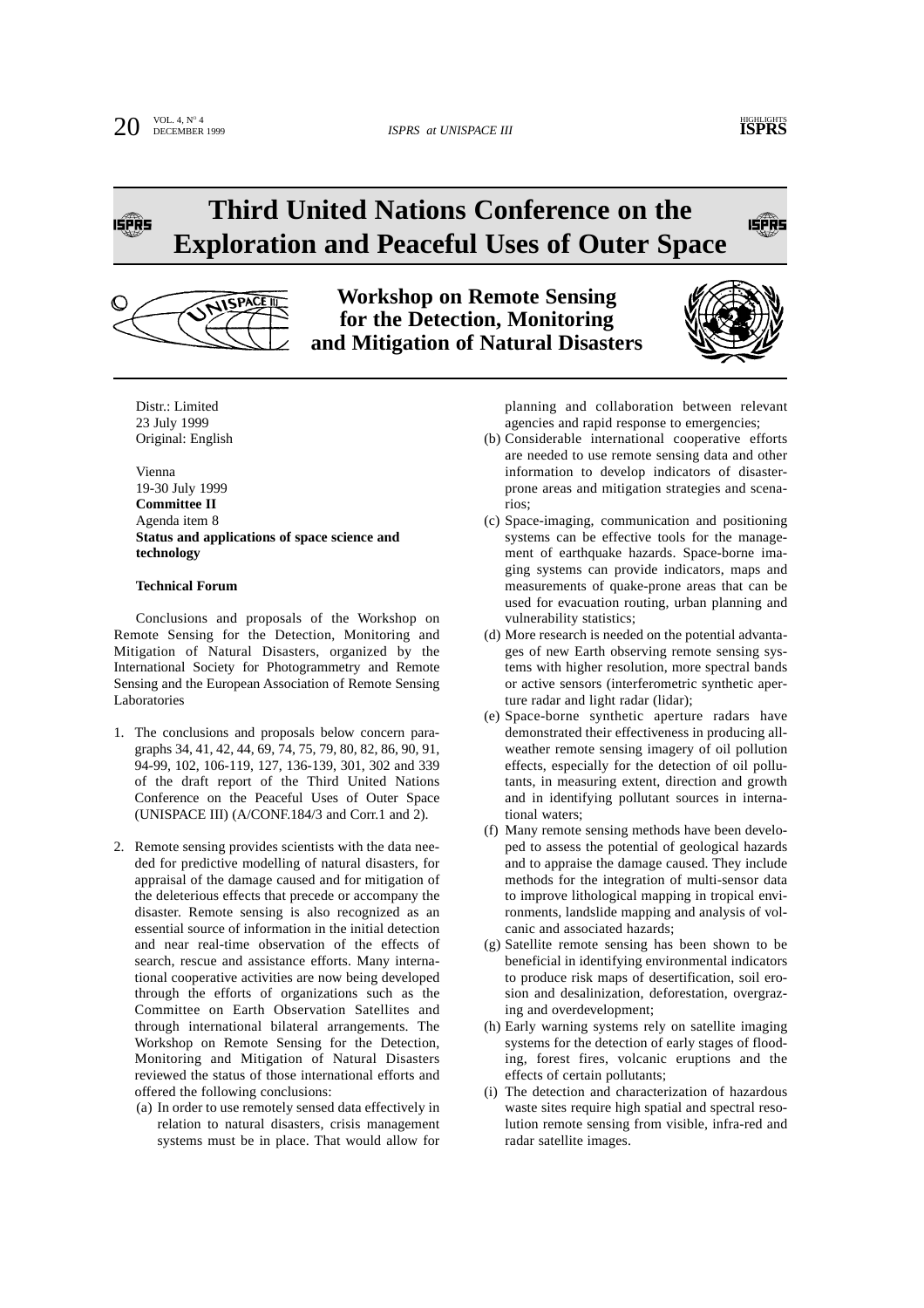# Third United Nations Conference on the Exploration and Peaceful Uses of Outer Space

## Workshop on Remote Sensing for the Detection, Monitoring and Mitigation of Natural Disasters

Distr.: Limited
23 July 1999
Original: English

Vienna
19-30 July 1999
**Committee II**
Agenda item 8
**Status and applications of space science and technology**

**Technical Forum**

Conclusions and proposals of the Workshop on Remote Sensing for the Detection, Monitoring and Mitigation of Natural Disasters, organized by the International Society for Photogrammetry and Remote Sensing and the European Association of Remote Sensing Laboratories

1. The conclusions and proposals below concern paragraphs 34, 41, 42, 44, 69, 74, 75, 79, 80, 82, 86, 90, 91, 94-99, 102, 106-119, 127, 136-139, 301, 302 and 339 of the draft report of the Third United Nations Conference on the Peaceful Uses of Outer Space (UNISPACE III) (A/CONF.184/3 and Corr.1 and 2).

2. Remote sensing provides scientists with the data needed for predictive modelling of natural disasters, for appraisal of the damage caused and for mitigation of the deleterious effects that precede or accompany the disaster. Remote sensing is also recognized as an essential source of information in the initial detection and near real-time observation of the effects of search, rescue and assistance efforts. Many international cooperative activities are now being developed through the efforts of organizations such as the Committee on Earth Observation Satellites and through international bilateral arrangements. The Workshop on Remote Sensing for the Detection, Monitoring and Mitigation of Natural Disasters reviewed the status of those international efforts and offered the following conclusions:

   (a) In order to use remotely sensed data effectively in relation to natural disasters, crisis management systems must be in place. That would allow for planning and collaboration between relevant agencies and rapid response to emergencies;

   (b) Considerable international cooperative efforts are needed to use remote sensing data and other information to develop indicators of disaster-prone areas and mitigation strategies and scenarios;

   (c) Space-imaging, communication and positioning systems can be effective tools for the management of earthquake hazards. Space-borne imaging systems can provide indicators, maps and measurements of quake-prone areas that can be used for evacuation routing, urban planning and vulnerability statistics;

   (d) More research is needed on the potential advantages of new Earth observing remote sensing systems with higher resolution, more spectral bands or active sensors (interferometric synthetic aperture radar and light radar (lidar);

   (e) Space-borne synthetic aperture radars have demonstrated their effectiveness in producing all-weather remote sensing imagery of oil pollution effects, especially for the detection of oil pollutants, in measuring extent, direction and growth and in identifying pollutant sources in international waters;

   (f) Many remote sensing methods have been developed to assess the potential of geological hazards and to appraise the damage caused. They include methods for the integration of multi-sensor data to improve lithological mapping in tropical environments, landslide mapping and analysis of volcanic and associated hazards;

   (g) Satellite remote sensing has been shown to be beneficial in identifying environmental indicators to produce risk maps of desertification, soil erosion and desalinization, deforestation, overgrazing and overdevelopment;

   (h) Early warning systems rely on satellite imaging systems for the detection of early stages of flooding, forest fires, volcanic eruptions and the effects of certain pollutants;

   (i) The detection and characterization of hazardous waste sites require high spatial and spectral resolution remote sensing from visible, infra-red and radar satellite images.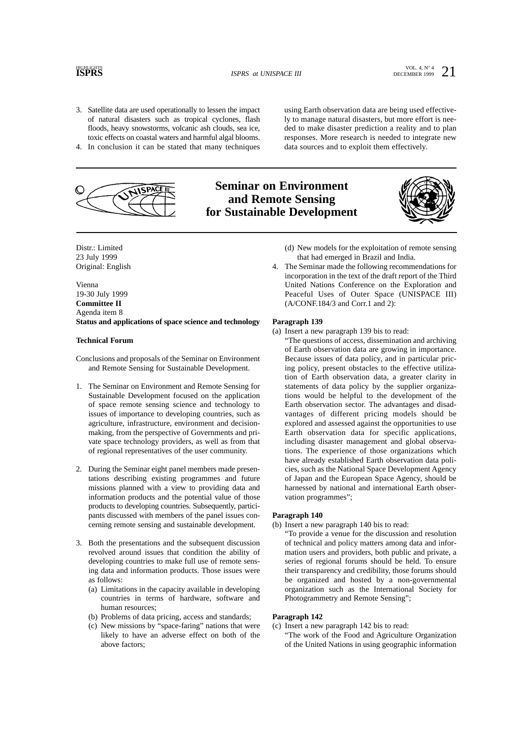3. Satellite data are used operationally to lessen the impact of natural disasters such as tropical cyclones, flash floods, heavy snowstorms, volcanic ash clouds, sea ice, toxic effects on coastal waters and harmful algal blooms.
4. In conclusion it can be stated that many techniques using Earth observation data are being used effectively to manage natural disasters, but more effort is needed to make disaster prediction a reality and to plan responses. More research is needed to integrate new data sources and to exploit them effectively.

# Seminar on Environment and Remote Sensing for Sustainable Development

Distr.: Limited
23 July 1999
Original: English

Vienna
19-30 July 1999
**Committee II**
Agenda item 8
**Status and applications of space science and technology**

**Technical Forum**

Conclusions and proposals of the Seminar on Environment and Remote Sensing for Sustainable Development.

1. The Seminar on Environment and Remote Sensing for Sustainable Development focused on the application of space remote sensing science and technology to issues of importance to developing countries, such as agriculture, infrastructure, environment and decision-making, from the perspective of Governments and private space technology providers, as well as from that of regional representatives of the user community.

2. During the Seminar eight panel members made presentations describing existing programmes and future missions planned with a view to providing data and information products and the potential value of those products to developing countries. Subsequently, participants discussed with members of the panel issues concerning remote sensing and sustainable development.

3. Both the presentations and the subsequent discussion revolved around issues that condition the ability of developing countries to make full use of remote sensing data and information products. Those issues were as follows:
   (a) Limitations in the capacity available in developing countries in terms of hardware, software and human resources;
   (b) Problems of data pricing, access and standards;
   (c) New missions by "space-faring" nations that were likely to have an adverse effect on both of the above factors;
   (d) New models for the exploitation of remote sensing that had emerged in Brazil and India.

4. The Seminar made the following recommendations for incorporation in the text of the draft report of the Third United Nations Conference on the Exploration and Peaceful Uses of Outer Space (UNISPACE III) (A/CONF.184/3 and Corr.1 and 2):

**Paragraph 139**

(a) Insert a new paragraph 139 bis to read:
"The questions of access, dissemination and archiving of Earth observation data are growing in importance. Because issues of data policy, and in particular pricing policy, present obstacles to the effective utilization of Earth observation data, a greater clarity in statements of data policy by the supplier organizations would be helpful to the development of the Earth observation sector. The advantages and disadvantages of different pricing models should be explored and assessed against the opportunities to use Earth observation data for specific applications, including disaster management and global observations. The experience of those organizations which have already established Earth observation data policies, such as the National Space Development Agency of Japan and the European Space Agency, should be harnessed by national and international Earth observation programmes";

**Paragraph 140**

(b) Insert a new paragraph 140 bis to read:
"To provide a venue for the discussion and resolution of technical and policy matters among data and information users and providers, both public and private, a series of regional forums should be held. To ensure their transparency and credibility, those forums should be organized and hosted by a non-governmental organization such as the International Society for Photogrammetry and Remote Sensing";

**Paragraph 142**

(c) Insert a new paragraph 142 bis to read:
"The work of the Food and Agriculture Organization of the United Nations in using geographic information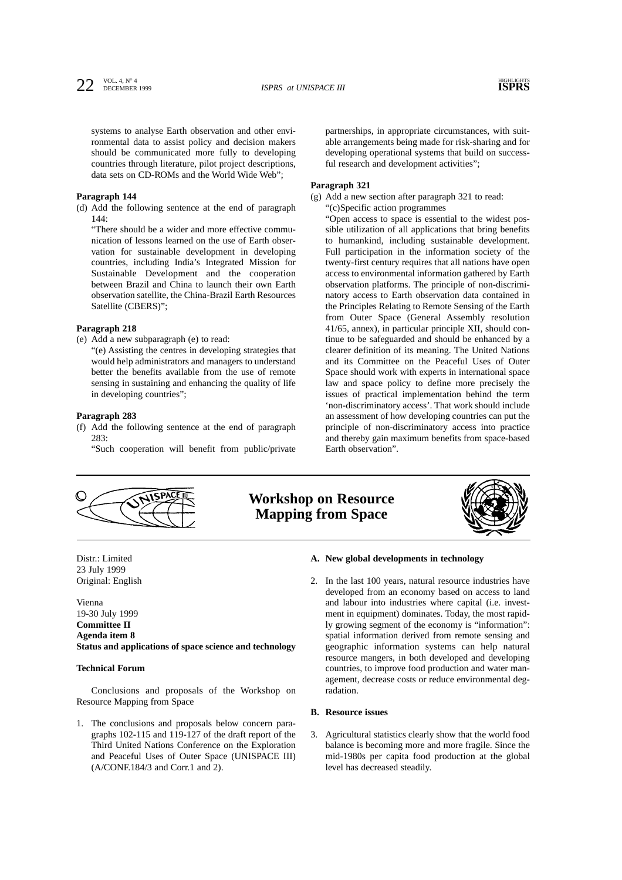systems to analyse Earth observation and other environmental data to assist policy and decision makers should be communicated more fully to developing countries through literature, pilot project descriptions, data sets on CD-ROMs and the World Wide Web";

**Paragraph 144**

(d) Add the following sentence at the end of paragraph 144:

"There should be a wider and more effective communication of lessons learned on the use of Earth observation for sustainable development in developing countries, including India's Integrated Mission for Sustainable Development and the cooperation between Brazil and China to launch their own Earth observation satellite, the China-Brazil Earth Resources Satellite (CBERS)";

**Paragraph 218**

(e) Add a new subparagraph (e) to read:

"(e) Assisting the centres in developing strategies that would help administrators and managers to understand better the benefits available from the use of remote sensing in sustaining and enhancing the quality of life in developing countries";

**Paragraph 283**

(f) Add the following sentence at the end of paragraph 283:

"Such cooperation will benefit from public/private partnerships, in appropriate circumstances, with suitable arrangements being made for risk-sharing and for developing operational systems that build on successful research and development activities";

**Paragraph 321**

(g) Add a new section after paragraph 321 to read:

"(c)Specific action programmes

"Open access to space is essential to the widest possible utilization of all applications that bring benefits to humankind, including sustainable development. Full participation in the information society of the twenty-first century requires that all nations have open access to environmental information gathered by Earth observation platforms. The principle of non-discriminatory access to Earth observation data contained in the Principles Relating to Remote Sensing of the Earth from Outer Space (General Assembly resolution 41/65, annex), in particular principle XII, should continue to be safeguarded and should be enhanced by a clearer definition of its meaning. The United Nations and its Committee on the Peaceful Uses of Outer Space should work with experts in international space law and space policy to define more precisely the issues of practical implementation behind the term 'non-discriminatory access'. That work should include an assessment of how developing countries can put the principle of non-discriminatory access into practice and thereby gain maximum benefits from space-based Earth observation".

## Workshop on Resource Mapping from Space

Distr.: Limited
23 July 1999
Original: English

Vienna
19-30 July 1999
**Committee II**
**Agenda item 8**
**Status and applications of space science and technology**

**Technical Forum**

Conclusions and proposals of the Workshop on Resource Mapping from Space

1. The conclusions and proposals below concern paragraphs 102-115 and 119-127 of the draft report of the Third United Nations Conference on the Exploration and Peaceful Uses of Outer Space (UNISPACE III) (A/CONF.184/3 and Corr.1 and 2).

**A. New global developments in technology**

2. In the last 100 years, natural resource industries have developed from an economy based on access to land and labour into industries where capital (i.e. investment in equipment) dominates. Today, the most rapidly growing segment of the economy is "information": spatial information derived from remote sensing and geographic information systems can help natural resource mangers, in both developed and developing countries, to improve food production and water management, decrease costs or reduce environmental degradation.

**B. Resource issues**

3. Agricultural statistics clearly show that the world food balance is becoming more and more fragile. Since the mid-1980s per capita food production at the global level has decreased steadily.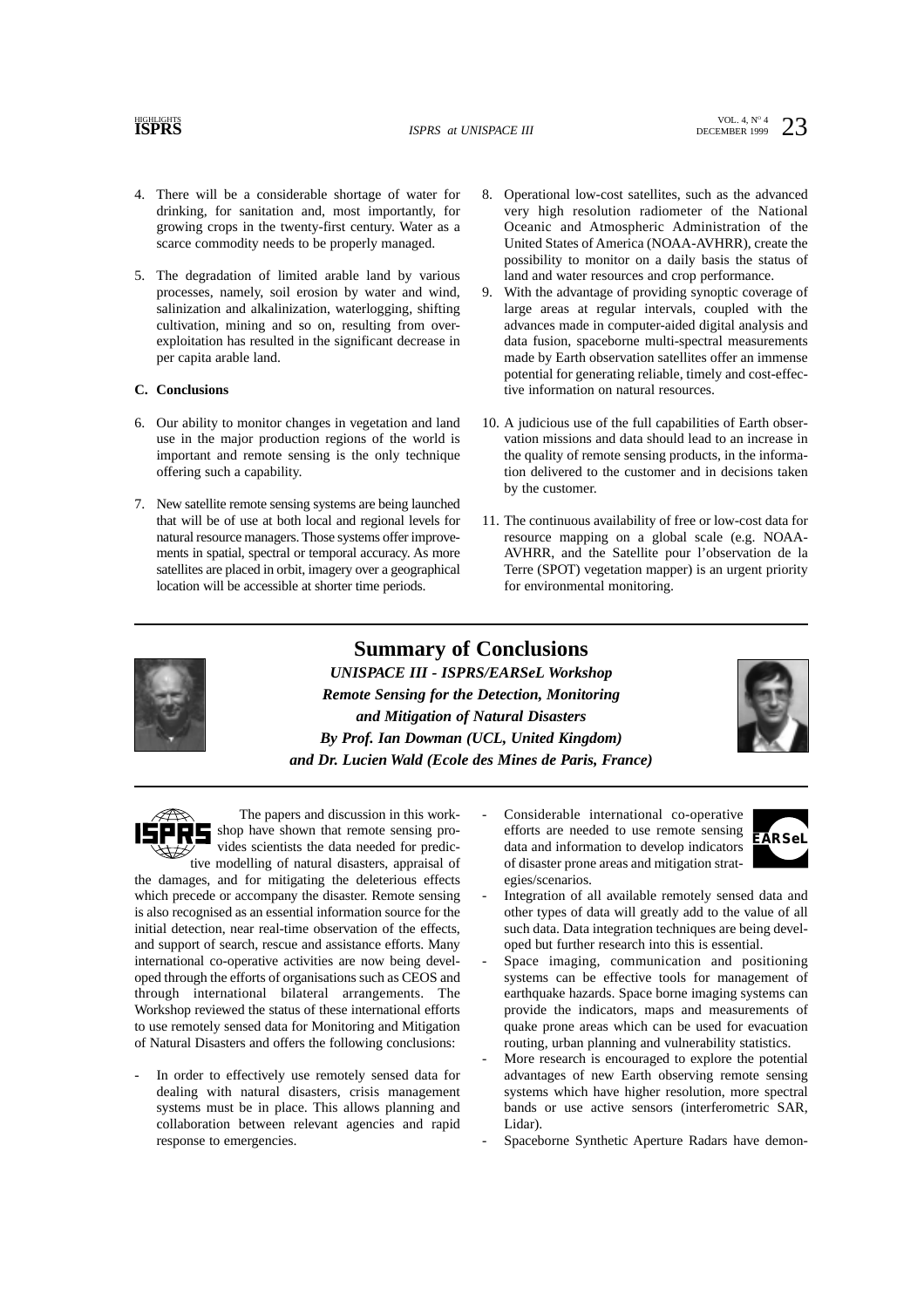4. There will be a considerable shortage of water for drinking, for sanitation and, most importantly, for growing crops in the twenty-first century. Water as a scarce commodity needs to be properly managed.

5. The degradation of limited arable land by various processes, namely, soil erosion by water and wind, salinization and alkalinization, waterlogging, shifting cultivation, mining and so on, resulting from over-exploitation has resulted in the significant decrease in per capita arable land.

**C. Conclusions**

6. Our ability to monitor changes in vegetation and land use in the major production regions of the world is important and remote sensing is the only technique offering such a capability.

7. New satellite remote sensing systems are being launched that will be of use at both local and regional levels for natural resource managers. Those systems offer improvements in spatial, spectral or temporal accuracy. As more satellites are placed in orbit, imagery over a geographical location will be accessible at shorter time periods.

8. Operational low-cost satellites, such as the advanced very high resolution radiometer of the National Oceanic and Atmospheric Administration of the United States of America (NOAA-AVHRR), create the possibility to monitor on a daily basis the status of land and water resources and crop performance.

9. With the advantage of providing synoptic coverage of large areas at regular intervals, coupled with the advances made in computer-aided digital analysis and data fusion, spaceborne multi-spectral measurements made by Earth observation satellites offer an immense potential for generating reliable, timely and cost-effective information on natural resources.

10. A judicious use of the full capabilities of Earth observation missions and data should lead to an increase in the quality of remote sensing products, in the information delivered to the customer and in decisions taken by the customer.

11. The continuous availability of free or low-cost data for resource mapping on a global scale (e.g. NOAA-AVHRR, and the Satellite pour l'observation de la Terre (SPOT) vegetation mapper) is an urgent priority for environmental monitoring.

## Summary of Conclusions

***UNISPACE III - ISPRS/EARSeL Workshop***

***Remote Sensing for the Detection, Monitoring and Mitigation of Natural Disasters***

***By Prof. Ian Dowman (UCL, United Kingdom) and Dr. Lucien Wald (Ecole des Mines de Paris, France)***

The papers and discussion in this workshop have shown that remote sensing provides scientists the data needed for predictive modelling of natural disasters, appraisal of the damages, and for mitigating the deleterious effects which precede or accompany the disaster. Remote sensing is also recognised as an essential information source for the initial detection, near real-time observation of the effects, and support of search, rescue and assistance efforts. Many international co-operative activities are now being developed through the efforts of organisations such as CEOS and through international bilateral arrangements. The Workshop reviewed the status of these international efforts to use remotely sensed data for Monitoring and Mitigation of Natural Disasters and offers the following conclusions:

- In order to effectively use remotely sensed data for dealing with natural disasters, crisis management systems must be in place. This allows planning and collaboration between relevant agencies and rapid response to emergencies.
- Considerable international co-operative efforts are needed to use remote sensing data and information to develop indicators of disaster prone areas and mitigation strategies/scenarios.
- Integration of all available remotely sensed data and other types of data will greatly add to the value of all such data. Data integration techniques are being developed but further research into this is essential.
- Space imaging, communication and positioning systems can be effective tools for management of earthquake hazards. Space borne imaging systems can provide the indicators, maps and measurements of quake prone areas which can be used for evacuation routing, urban planning and vulnerability statistics.
- More research is encouraged to explore the potential advantages of new Earth observing remote sensing systems which have higher resolution, more spectral bands or use active sensors (interferometric SAR, Lidar).
- Spaceborne Synthetic Aperture Radars have demon-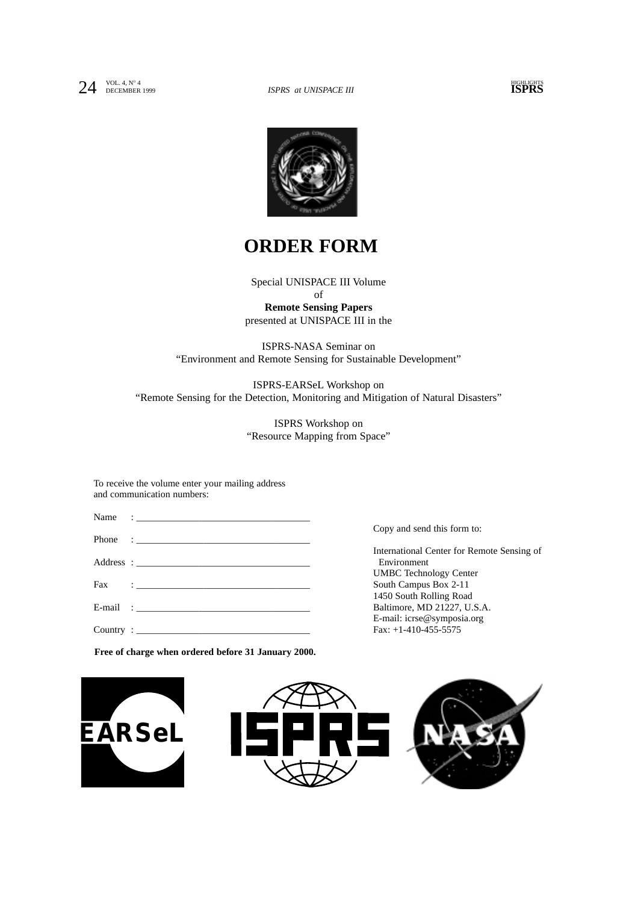# ORDER FORM

Special UNISPACE III Volume
of
**Remote Sensing Papers**
presented at UNISPACE III in the

ISPRS-NASA Seminar on
"Environment and Remote Sensing for Sustainable Development"

ISPRS-EARSeL Workshop on
"Remote Sensing for the Detection, Monitoring and Mitigation of Natural Disasters"

ISPRS Workshop on
"Resource Mapping from Space"

To receive the volume enter your mailing address and communication numbers:

Name : ___________________________________

Phone : ___________________________________

Address : ___________________________________

Fax : ___________________________________

E-mail : ___________________________________

Country : ___________________________________

**Free of charge when ordered before 31 January 2000.**

Copy and send this form to:

International Center for Remote Sensing of Environment
UMBC Technology Center
South Campus Box 2-11
1450 South Rolling Road
Baltimore, MD 21227, U.S.A.
E-mail: icrse@symposia.org
Fax: +1-410-455-5575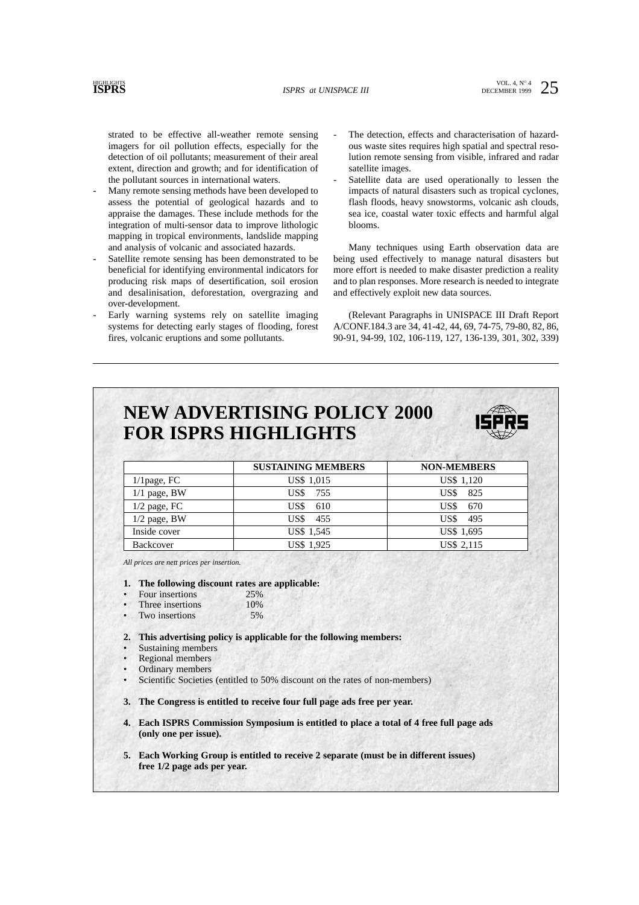strated to be effective all-weather remote sensing imagers for oil pollution effects, especially for the detection of oil pollutants; measurement of their areal extent, direction and growth; and for identification of the pollutant sources in international waters.

- Many remote sensing methods have been developed to assess the potential of geological hazards and to appraise the damages. These include methods for the integration of multi-sensor data to improve lithologic mapping in tropical environments, landslide mapping and analysis of volcanic and associated hazards.
- Satellite remote sensing has been demonstrated to be beneficial for identifying environmental indicators for producing risk maps of desertification, soil erosion and desalinisation, deforestation, overgrazing and over-development.
- Early warning systems rely on satellite imaging systems for detecting early stages of flooding, forest fires, volcanic eruptions and some pollutants.
- The detection, effects and characterisation of hazardous waste sites requires high spatial and spectral resolution remote sensing from visible, infrared and radar satellite images.
- Satellite data are used operationally to lessen the impacts of natural disasters such as tropical cyclones, flash floods, heavy snowstorms, volcanic ash clouds, sea ice, coastal water toxic effects and harmful algal blooms.

Many techniques using Earth observation data are being used effectively to manage natural disasters but more effort is needed to make disaster prediction a reality and to plan responses. More research is needed to integrate and effectively exploit new data sources.

(Relevant Paragraphs in UNISPACE III Draft Report A/CONF.184.3 are 34, 41-42, 44, 69, 74-75, 79-80, 82, 86, 90-91, 94-99, 102, 106-119, 127, 136-139, 301, 302, 339)

---

# NEW ADVERTISING POLICY 2000 FOR ISPRS HIGHLIGHTS

| | SUSTAINING MEMBERS | NON-MEMBERS |
|---|---|---|
| 1/1page, FC | US$ 1,015 | US$ 1,120 |
| 1/1 page, BW | US$ 755 | US$ 825 |
| 1/2 page, FC | US$ 610 | US$ 670 |
| 1/2 page, BW | US$ 455 | US$ 495 |
| Inside cover | US$ 1,545 | US$ 1,695 |
| Backcover | US$ 1,925 | US$ 2,115 |

*All prices are nett prices per insertion.*

**1. The following discount rates are applicable:**

- Four insertions 25%
- Three insertions 10%
- Two insertions 5%

**2. This advertising policy is applicable for the following members:**

- Sustaining members
- Regional members
- Ordinary members
- Scientific Societies (entitled to 50% discount on the rates of non-members)

**3. The Congress is entitled to receive four full page ads free per year.**

**4. Each ISPRS Commission Symposium is entitled to place a total of 4 free full page ads (only one per issue).**

**5. Each Working Group is entitled to receive 2 separate (must be in different issues) free 1/2 page ads per year.**